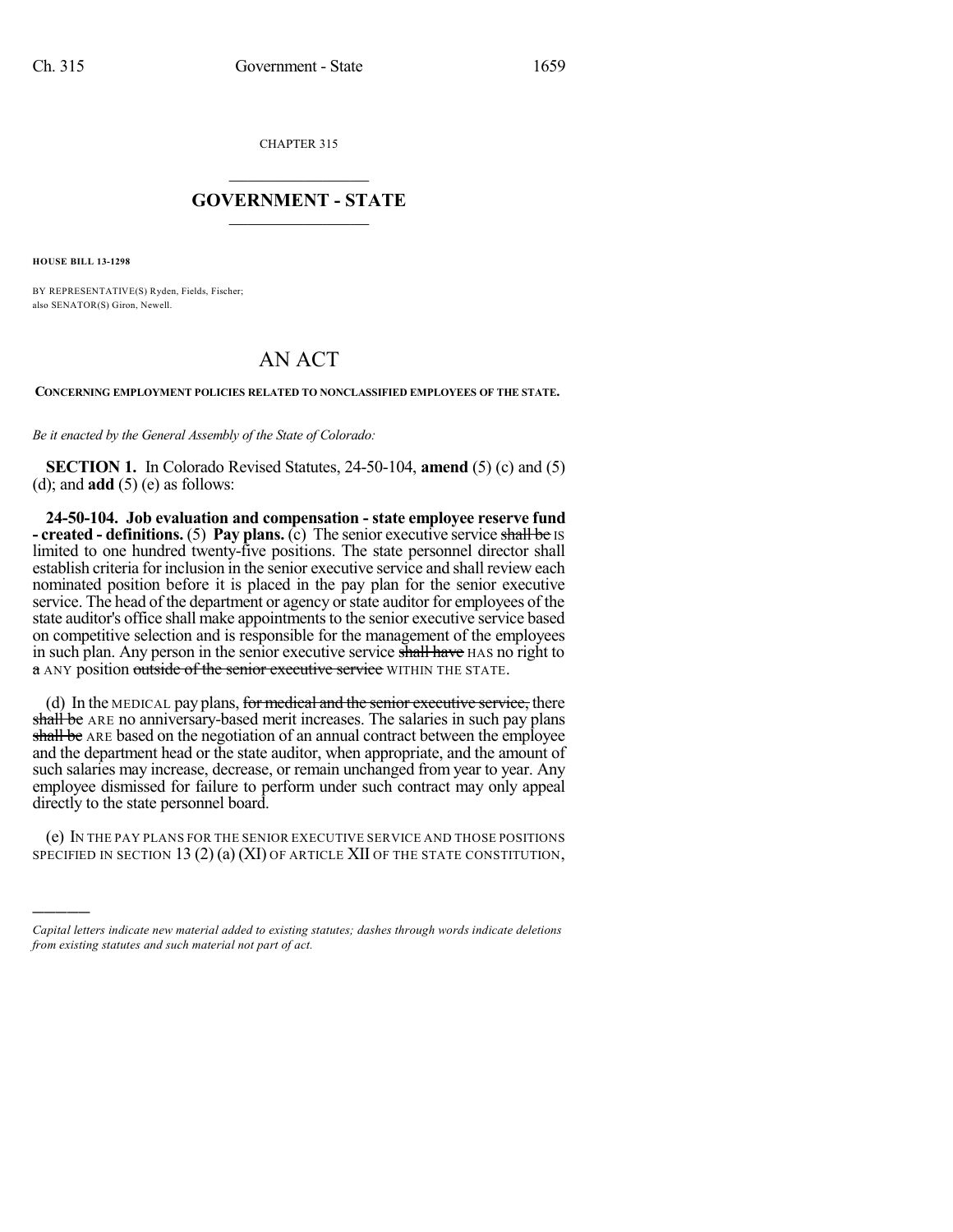CHAPTER 315

# GOVERNMENT - STATE

**HOUSE BILL 13-1298**

BY REPRESENTATIVE(S) Ryden, Fields, Fischer;
also SENATOR(S) Giron, Newell.

# AN ACT

**CONCERNING EMPLOYMENT POLICIES RELATED TO NONCLASSIFIED EMPLOYEES OF THE STATE.**

*Be it enacted by the General Assembly of the State of Colorado:*

**SECTION 1.** In Colorado Revised Statutes, 24-50-104, **amend** (5) (c) and (5) (d); and **add** (5) (e) as follows:

**24-50-104. Job evaluation and compensation - state employee reserve fund - created - definitions.** (5) **Pay plans.** (c) The senior executive service ~~shall be~~ IS limited to one hundred twenty-five positions. The state personnel director shall establish criteria for inclusion in the senior executive service and shall review each nominated position before it is placed in the pay plan for the senior executive service. The head of the department or agency or state auditor for employees of the state auditor's office shall make appointments to the senior executive service based on competitive selection and is responsible for the management of the employees in such plan. Any person in the senior executive service ~~shall have~~ HAS no right to ~~a~~ ANY position ~~outside of the senior executive service~~ WITHIN THE STATE.

(d) In the MEDICAL pay plans, ~~for medical and the senior executive service,~~ there ~~shall be~~ ARE no anniversary-based merit increases. The salaries in such pay plans ~~shall be~~ ARE based on the negotiation of an annual contract between the employee and the department head or the state auditor, when appropriate, and the amount of such salaries may increase, decrease, or remain unchanged from year to year. Any employee dismissed for failure to perform under such contract may only appeal directly to the state personnel board.

(e) IN THE PAY PLANS FOR THE SENIOR EXECUTIVE SERVICE AND THOSE POSITIONS SPECIFIED IN SECTION 13 (2) (a) (XI) OF ARTICLE XII OF THE STATE CONSTITUTION,

---

*Capital letters indicate new material added to existing statutes; dashes through words indicate deletions from existing statutes and such material not part of act.*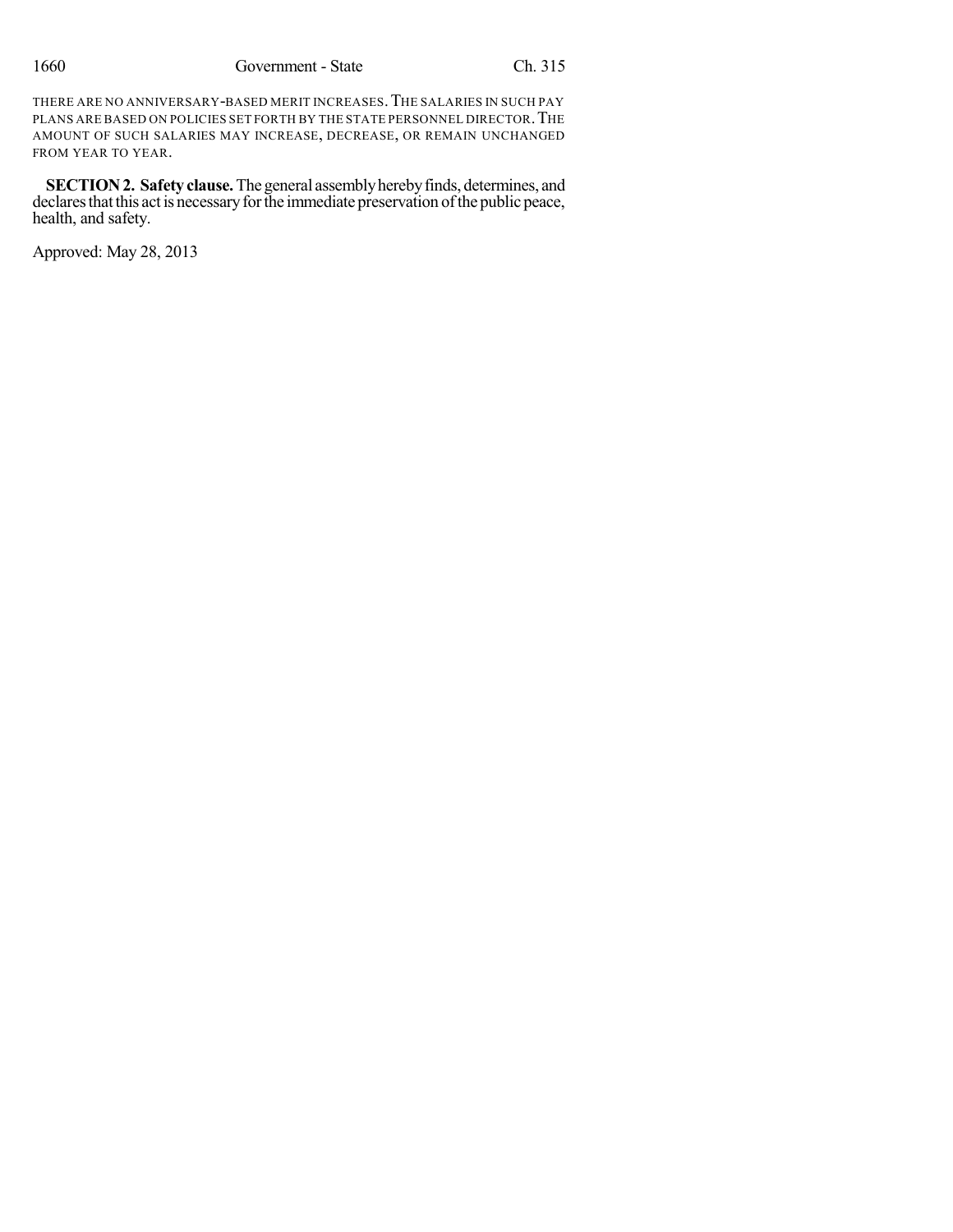THERE ARE NO ANNIVERSARY-BASED MERIT INCREASES. THE SALARIES IN SUCH PAY PLANS ARE BASED ON POLICIES SET FORTH BY THE STATE PERSONNEL DIRECTOR. THE AMOUNT OF SUCH SALARIES MAY INCREASE, DECREASE, OR REMAIN UNCHANGED FROM YEAR TO YEAR.

**SECTION 2. Safety clause.** The general assembly hereby finds, determines, and declares that this act is necessary for the immediate preservation of the public peace, health, and safety.

Approved: May 28, 2013